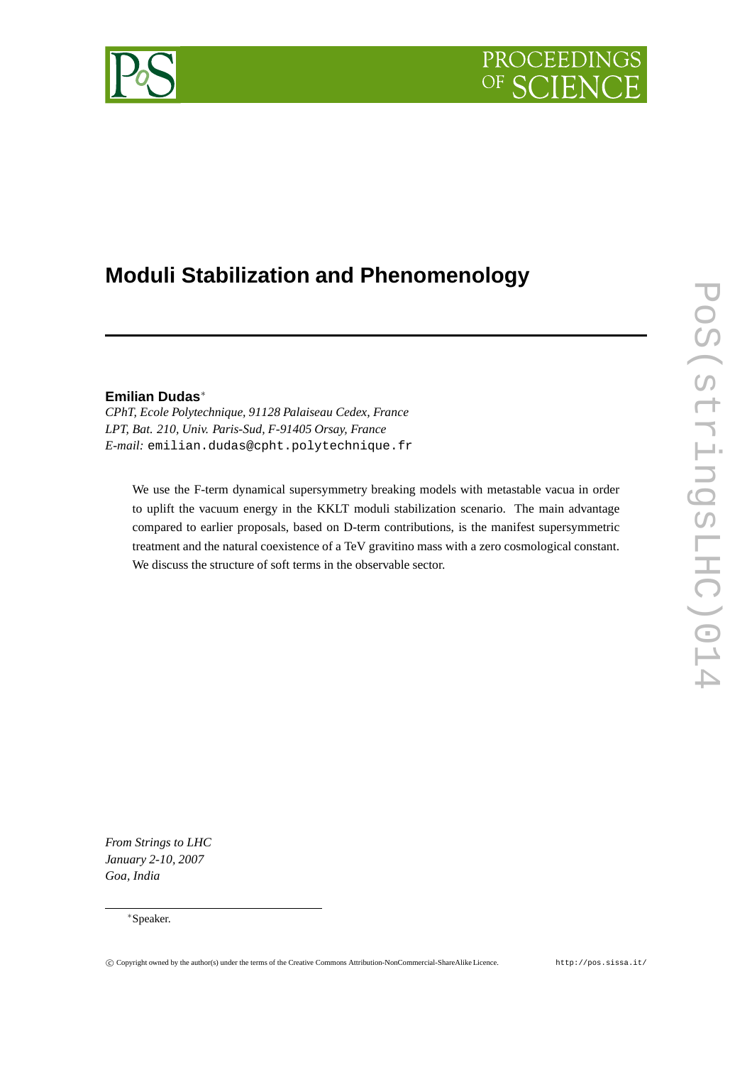# Moduli Stabilization and Phenomenology

**Emilian Dudas***

*CPhT, Ecole Polytechnique, 91128 Palaiseau Cedex, France*
*LPT, Bat. 210, Univ. Paris-Sud, F-91405 Orsay, France*
*E-mail:* emilian.dudas@cpht.polytechnique.fr

We use the F-term dynamical supersymmetry breaking models with metastable vacua in order to uplift the vacuum energy in the KKLT moduli stabilization scenario. The main advantage compared to earlier proposals, based on D-term contributions, is the manifest supersymmetric treatment and the natural coexistence of a TeV gravitino mass with a zero cosmological constant. We discuss the structure of soft terms in the observable sector.

*From Strings to LHC*
*January 2-10, 2007*
*Goa, India*

*Speaker.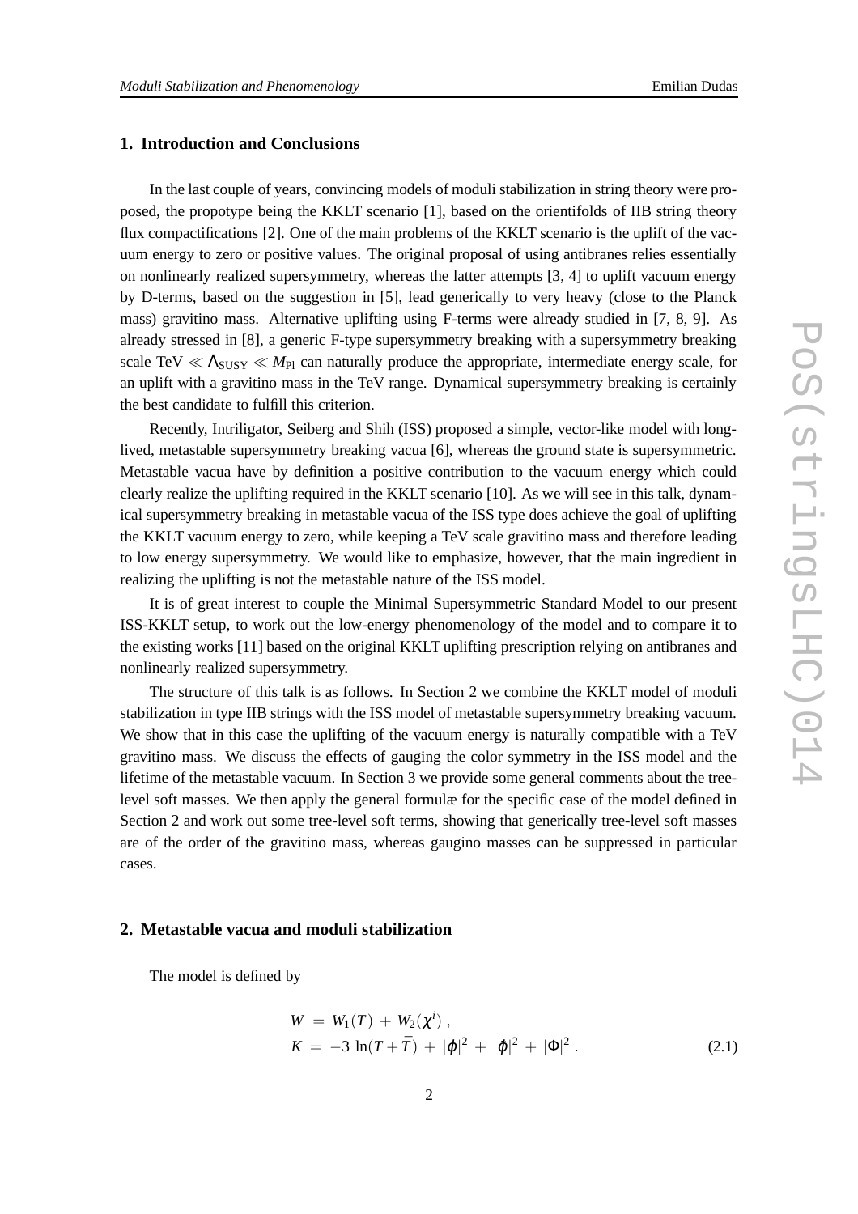## 1. Introduction and Conclusions

In the last couple of years, convincing models of moduli stabilization in string theory were proposed, the propotype being the KKLT scenario [1], based on the orientifolds of IIB string theory flux compactifications [2]. One of the main problems of the KKLT scenario is the uplift of the vacuum energy to zero or positive values. The original proposal of using antibranes relies essentially on nonlinearly realized supersymmetry, whereas the latter attempts [3, 4] to uplift vacuum energy by D-terms, based on the suggestion in [5], lead generically to very heavy (close to the Planck mass) gravitino mass. Alternative uplifting using F-terms were already studied in [7, 8, 9]. As already stressed in [8], a generic F-type supersymmetry breaking with a supersymmetry breaking scale TeV $\ll \Lambda_{\rm SUSY} \ll M_{\rm Pl}$ can naturally produce the appropriate, intermediate energy scale, for an uplift with a gravitino mass in the TeV range. Dynamical supersymmetry breaking is certainly the best candidate to fulfill this criterion.

Recently, Intriligator, Seiberg and Shih (ISS) proposed a simple, vector-like model with long-lived, metastable supersymmetry breaking vacua [6], whereas the ground state is supersymmetric. Metastable vacua have by definition a positive contribution to the vacuum energy which could clearly realize the uplifting required in the KKLT scenario [10]. As we will see in this talk, dynamical supersymmetry breaking in metastable vacua of the ISS type does achieve the goal of uplifting the KKLT vacuum energy to zero, while keeping a TeV scale gravitino mass and therefore leading to low energy supersymmetry. We would like to emphasize, however, that the main ingredient in realizing the uplifting is not the metastable nature of the ISS model.

It is of great interest to couple the Minimal Supersymmetric Standard Model to our present ISS-KKLT setup, to work out the low-energy phenomenology of the model and to compare it to the existing works [11] based on the original KKLT uplifting prescription relying on antibranes and nonlinearly realized supersymmetry.

The structure of this talk is as follows. In Section 2 we combine the KKLT model of moduli stabilization in type IIB strings with the ISS model of metastable supersymmetry breaking vacuum. We show that in this case the uplifting of the vacuum energy is naturally compatible with a TeV gravitino mass. We discuss the effects of gauging the color symmetry in the ISS model and the lifetime of the metastable vacuum. In Section 3 we provide some general comments about the tree-level soft masses. We then apply the general formulæ for the specific case of the model defined in Section 2 and work out some tree-level soft terms, showing that generically tree-level soft masses are of the order of the gravitino mass, whereas gaugino masses can be suppressed in particular cases.

## 2. Metastable vacua and moduli stabilization

The model is defined by

$$
\begin{aligned}
W &= W_1(T) + W_2(\chi^i) , \\
K &= -3 \ln(T+\bar{T}) + |\varphi|^2 + |\tilde{\varphi}|^2 + |\Phi|^2 .
\end{aligned}
\tag{2.1}
$$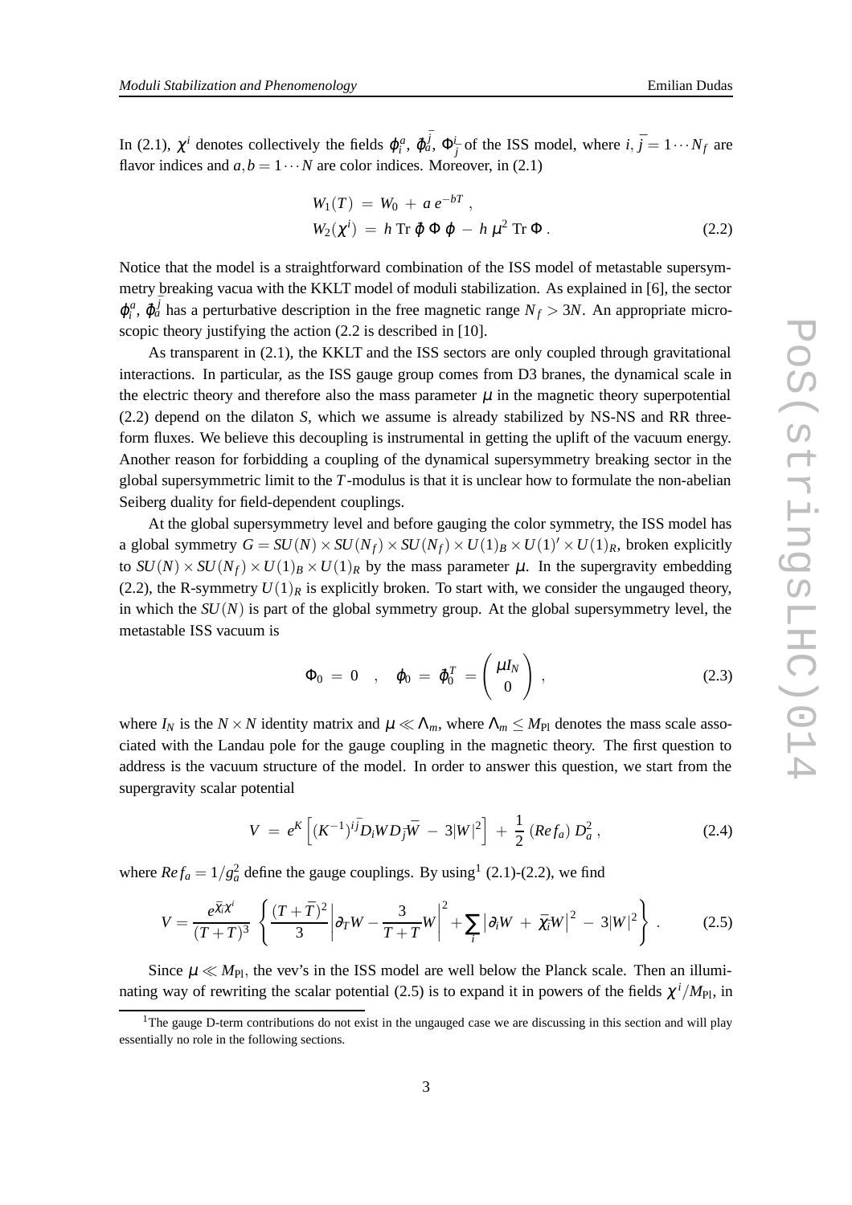In (2.1), $\chi^i$ denotes collectively the fields $\varphi_i^a$, $\tilde{\varphi}_a^{\bar{j}}$, $\Phi_{\bar{j}}^i$ of the ISS model, where $i, \bar{j} = 1 \cdots N_f$ are flavor indices and $a, b = 1 \cdots N$ are color indices. Moreover, in (2.1)

$$
\begin{aligned}
W_1(T) &= W_0 + a\, e^{-bT} , \\
W_2(\chi^i) &= h \,\mathrm{Tr}\, \tilde{\varphi}\, \Phi\, \varphi \,-\, h\, \mu^2\, \mathrm{Tr}\, \Phi .
\end{aligned} \tag{2.2}
$$

Notice that the model is a straightforward combination of the ISS model of metastable supersymmetry breaking vacua with the KKLT model of moduli stabilization. As explained in [6], the sector $\varphi_i^a$, $\tilde{\varphi}_a^{\bar{j}}$ has a perturbative description in the free magnetic range $N_f > 3N$. An appropriate microscopic theory justifying the action (2.2 is described in [10].

As transparent in (2.1), the KKLT and the ISS sectors are only coupled through gravitational interactions. In particular, as the ISS gauge group comes from D3 branes, the dynamical scale in the electric theory and therefore also the mass parameter $\mu$ in the magnetic theory superpotential (2.2) depend on the dilaton $S$, which we assume is already stabilized by NS-NS and RR three-form fluxes. We believe this decoupling is instrumental in getting the uplift of the vacuum energy. Another reason for forbidding a coupling of the dynamical supersymmetry breaking sector in the global supersymmetric limit to the $T$-modulus is that it is unclear how to formulate the non-abelian Seiberg duality for field-dependent couplings.

At the global supersymmetry level and before gauging the color symmetry, the ISS model has a global symmetry $G = SU(N) \times SU(N_f) \times SU(N_f) \times U(1)_B \times U(1)' \times U(1)_R$, broken explicitly to $SU(N) \times SU(N_f) \times U(1)_B \times U(1)_R$ by the mass parameter $\mu$. In the supergravity embedding (2.2), the R-symmetry $U(1)_R$ is explicitly broken. To start with, we consider the ungauged theory, in which the $SU(N)$ is part of the global symmetry group. At the global supersymmetry level, the metastable ISS vacuum is

$$
\Phi_0 \;=\; 0 \quad , \quad \varphi_0 \;=\; \tilde{\varphi}_0^T \;=\; \begin{pmatrix} \mu I_N \\ 0 \end{pmatrix} , \tag{2.3}
$$

where $I_N$ is the $N \times N$ identity matrix and $\mu \ll \Lambda_m$, where $\Lambda_m \leq M_{\rm Pl}$ denotes the mass scale associated with the Landau pole for the gauge coupling in the magnetic theory. The first question to address is the vacuum structure of the model. In order to answer this question, we start from the supergravity scalar potential

$$
V \;=\; e^K \left[ (K^{-1})^{i\bar{j}} D_i W D_{\bar{j}} \bar{W} \;-\; 3|W|^2 \right] \;+\; \frac{1}{2}\, (Re f_a)\, D_a^2 , \tag{2.4}
$$

where $Re f_a = 1/g_a^2$ define the gauge couplings. By using[1] (2.1)-(2.2), we find

$$
V = \frac{e^{\bar{\chi}_i \chi^i}}{(T+\bar{T})^3} \left\{ \frac{(T+\bar{T})^2}{3} \left| \partial_T W - \frac{3}{T+\bar{T}} W \right|^2 + \sum_i \left| \partial_i W \;+\; \bar{\chi}_i W \right|^2 \;-\; 3|W|^2 \right\} . \tag{2.5}
$$

Since $\mu \ll M_{\rm Pl}$, the vev's in the ISS model are well below the Planck scale. Then an illuminating way of rewriting the scalar potential (2.5) is to expand it in powers of the fields $\chi^i / M_{\rm Pl}$, in

[1] The gauge D-term contributions do not exist in the ungauged case we are discussing in this section and will play essentially no role in the following sections.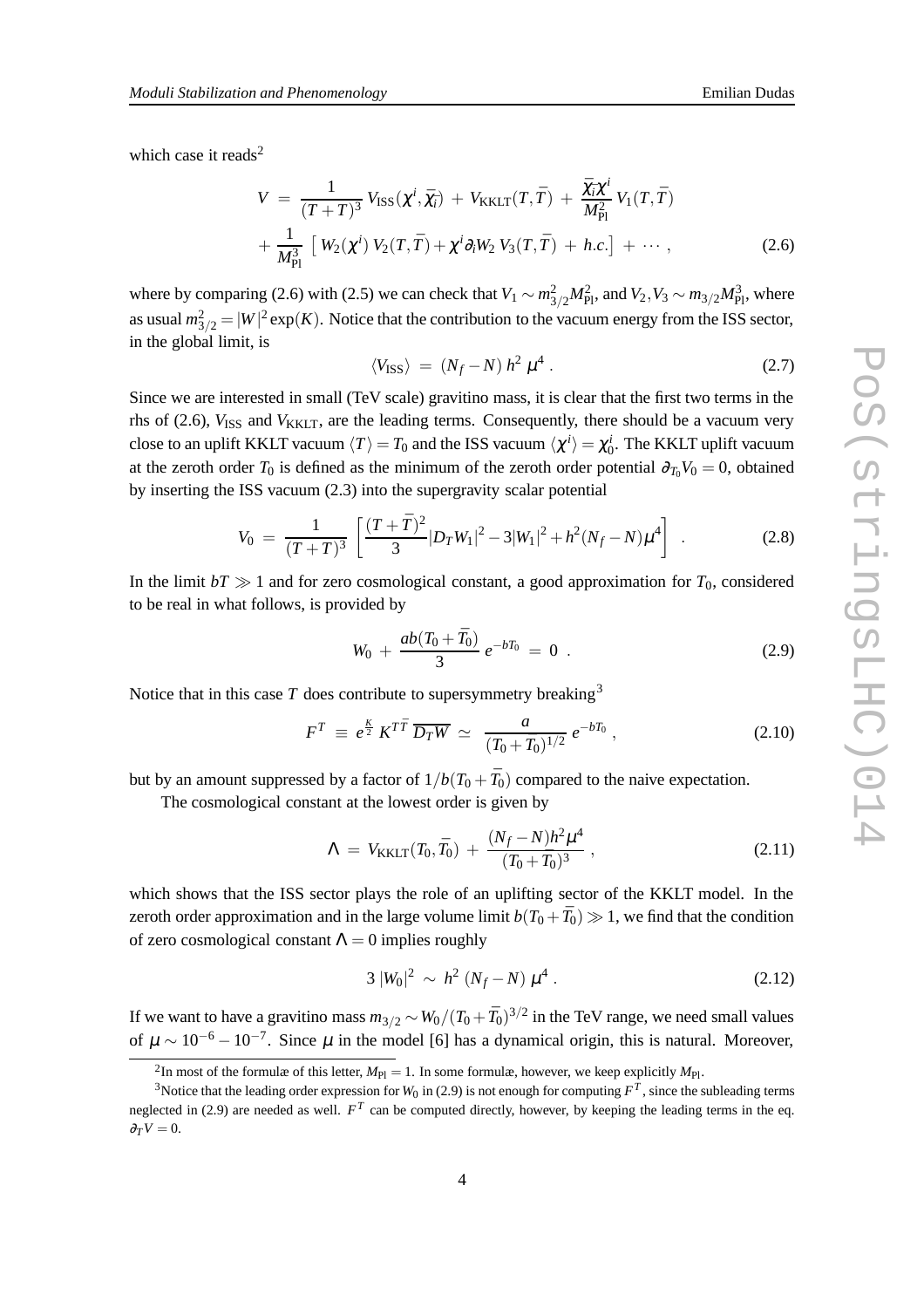which case it reads[2]

$$
\begin{aligned}
V \;=\; & \frac{1}{(T+T)^3}\, V_{\rm ISS}(\chi^i,\bar{\chi}_{\bar{i}}) \;+\; V_{\rm KKLT}(T,\bar{T}) \;+\; \frac{\bar{\chi}_{\bar{i}}\chi^i}{M_{\rm Pl}^2}\, V_1(T,\bar{T}) \\
& + \frac{1}{M_{\rm Pl}^3}\, \left[\, W_2(\chi^i)\, V_2(T,\bar{T}) + \chi^i \partial_i W_2\, V_3(T,\bar{T}) \;+\; h.c. \right] \;+\; \cdots \,, \qquad (2.6)
\end{aligned}
$$

where by comparing (2.6) with (2.5) we can check that $V_1 \sim m_{3/2}^2 M_{\rm Pl}^2$, and $V_2, V_3 \sim m_{3/2} M_{\rm Pl}^3$, where as usual $m_{3/2}^2 = |W|^2 \exp(K)$. Notice that the contribution to the vacuum energy from the ISS sector, in the global limit, is

$$
\langle V_{\rm ISS} \rangle \;=\; (N_f - N)\, h^2\, \mu^4 \,. \qquad (2.7)
$$

Since we are interested in small (TeV scale) gravitino mass, it is clear that the first two terms in the rhs of (2.6), $V_{\rm ISS}$ and $V_{\rm KKLT}$, are the leading terms. Consequently, there should be a vacuum very close to an uplift KKLT vacuum $\langle T \rangle = T_0$ and the ISS vacuum $\langle \chi^i \rangle = \chi_0^i$. The KKLT uplift vacuum at the zeroth order $T_0$ is defined as the minimum of the zeroth order potential $\partial_{T_0} V_0 = 0$, obtained by inserting the ISS vacuum (2.3) into the supergravity scalar potential

$$
V_0 \;=\; \frac{1}{(T+T)^3}\, \left[ \frac{(T+\bar{T})^2}{3} |D_T W_1|^2 - 3|W_1|^2 + h^2 (N_f - N)\mu^4 \right] \;. \qquad (2.8)
$$

In the limit $bT \gg 1$ and for zero cosmological constant, a good approximation for $T_0$, considered to be real in what follows, is provided by

$$
W_0 \;+\; \frac{ab(T_0+\bar{T}_0)}{3}\, e^{-bT_0} \;=\; 0 \;. \qquad (2.9)
$$

Notice that in this case $T$ does contribute to supersymmetry breaking[3]

$$
F^T \;\equiv\; e^{\frac{K}{2}}\, K^{T\bar{T}}\, \overline{D_T W} \;\simeq\; \frac{a}{(T_0+T_0)^{1/2}}\, e^{-bT_0} \,, \qquad (2.10)
$$

but by an amount suppressed by a factor of $1/b(T_0+\bar{T}_0)$ compared to the naive expectation.

The cosmological constant at the lowest order is given by

$$
\Lambda \;=\; V_{\rm KKLT}(T_0,\bar{T}_0) \;+\; \frac{(N_f-N) h^2 \mu^4}{(T_0+\bar{T}_0)^3} \,, \qquad (2.11)
$$

which shows that the ISS sector plays the role of an uplifting sector of the KKLT model. In the zeroth order approximation and in the large volume limit $b(T_0+\bar{T}_0) \gg 1$, we find that the condition of zero cosmological constant $\Lambda = 0$ implies roughly

$$
3\, |W_0|^2 \;\sim\; h^2\, (N_f - N)\, \mu^4 \,. \qquad (2.12)
$$

If we want to have a gravitino mass $m_{3/2} \sim W_0/(T_0+\bar{T}_0)^{3/2}$ in the TeV range, we need small values of $\mu \sim 10^{-6} - 10^{-7}$. Since $\mu$ in the model [6] has a dynamical origin, this is natural. Moreover,

[2] In most of the formulæ of this letter, $M_{\rm Pl} = 1$. In some formulæ, however, we keep explicitly $M_{\rm Pl}$.

[3] Notice that the leading order expression for $W_0$ in (2.9) is not enough for computing $F^T$, since the subleading terms neglected in (2.9) are needed as well. $F^T$ can be computed directly, however, by keeping the leading terms in the eq. $\partial_T V = 0$.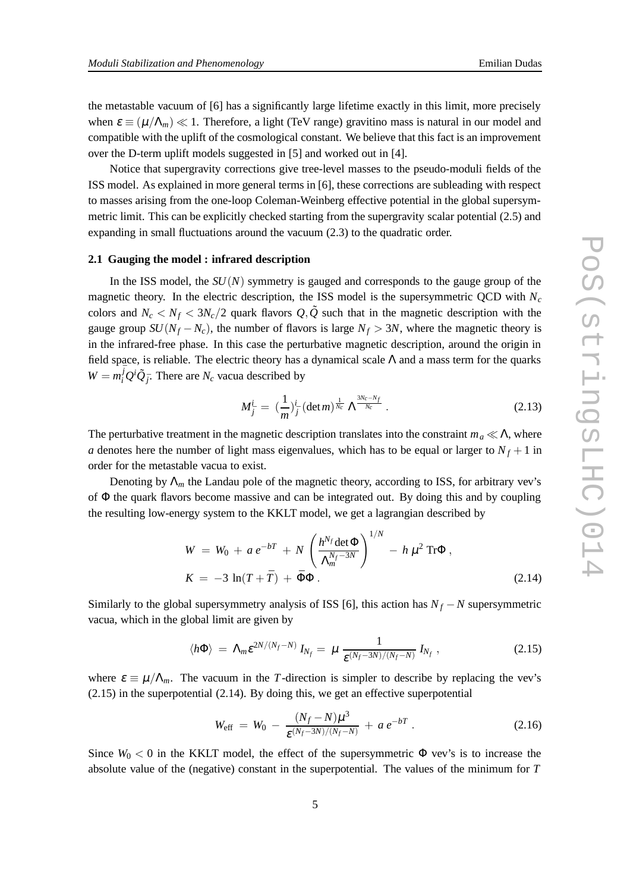the metastable vacuum of [6] has a significantly large lifetime exactly in this limit, more precisely when $\epsilon \equiv (\mu/\Lambda_m) \ll 1$. Therefore, a light (TeV range) gravitino mass is natural in our model and compatible with the uplift of the cosmological constant. We believe that this fact is an improvement over the D-term uplift models suggested in [5] and worked out in [4].

Notice that supergravity corrections give tree-level masses to the pseudo-moduli fields of the ISS model. As explained in more general terms in [6], these corrections are subleading with respect to masses arising from the one-loop Coleman-Weinberg effective potential in the global supersymmetric limit. This can be explicitly checked starting from the supergravity scalar potential (2.5) and expanding in small fluctuations around the vacuum (2.3) to the quadratic order.

### 2.1 Gauging the model : infrared description

In the ISS model, the $SU(N)$ symmetry is gauged and corresponds to the gauge group of the magnetic theory. In the electric description, the ISS model is the supersymmetric QCD with $N_c$ colors and $N_c < N_f < 3N_c/2$ quark flavors $Q, \tilde{Q}$ such that in the magnetic description with the gauge group $SU(N_f - N_c)$, the number of flavors is large $N_f > 3N$, where the magnetic theory is in the infrared-free phase. In this case the perturbative magnetic description, around the origin in field space, is reliable. The electric theory has a dynamical scale $\Lambda$ and a mass term for the quarks $W = m_i^{\bar{j}} Q^i \tilde{Q}_{\bar{j}}$. There are $N_c$ vacua described by

$$M_{\bar{j}}^{i} = (\frac{1}{m})_{\bar{j}}^{i} (\det m)^{\frac{1}{N_c}} \Lambda^{\frac{3N_c - N_f}{N_c}} . \tag{2.13}$$

The perturbative treatment in the magnetic description translates into the constraint $m_a \ll \Lambda$, where $a$ denotes here the number of light mass eigenvalues, which has to be equal or larger to $N_f + 1$ in order for the metastable vacua to exist.

Denoting by $\Lambda_m$ the Landau pole of the magnetic theory, according to ISS, for arbitrary vev's of $\Phi$ the quark flavors become massive and can be integrated out. By doing this and by coupling the resulting low-energy system to the KKLT model, we get a lagrangian described by

$$\begin{aligned}
W &= W_0 + a\, e^{-bT} + N \left( \frac{h^{N_f} \det \Phi}{\Lambda_m^{N_f - 3N}} \right)^{1/N} - h\, \mu^2\, \mathrm{Tr} \Phi , \\
K &= -3 \ln(T + \bar{T}) + \bar{\Phi} \Phi .
\end{aligned} \tag{2.14}$$

Similarly to the global supersymmetry analysis of ISS [6], this action has $N_f - N$ supersymmetric vacua, which in the global limit are given by

$$\langle h \Phi \rangle = \Lambda_m \epsilon^{2N/(N_f - N)} I_{N_f} = \mu \frac{1}{\epsilon^{(N_f - 3N)/(N_f - N)}} I_{N_f} , \tag{2.15}$$

where $\epsilon \equiv \mu/\Lambda_m$. The vacuum in the $T$-direction is simpler to describe by replacing the vev's (2.15) in the superpotential (2.14). By doing this, we get an effective superpotential

$$W_{\mathrm{eff}} = W_0 - \frac{(N_f - N)\mu^3}{\epsilon^{(N_f - 3N)/(N_f - N)}} + a\, e^{-bT} . \tag{2.16}$$

Since $W_0 < 0$ in the KKLT model, the effect of the supersymmetric $\Phi$ vev's is to increase the absolute value of the (negative) constant in the superpotential. The values of the minimum for $T$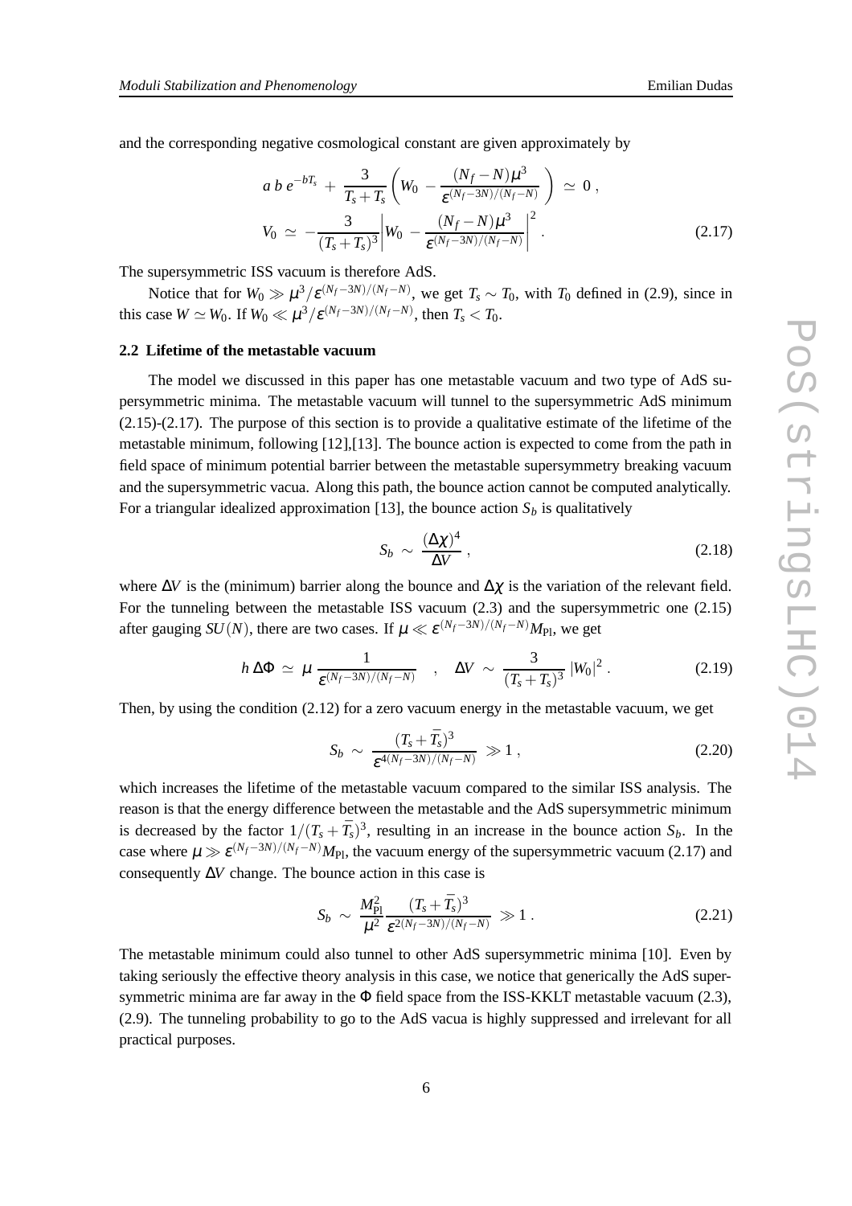and the corresponding negative cosmological constant are given approximately by

$$
a\, b\, e^{-bT_s} \;+\; \frac{3}{T_s + T_s} \left( W_0 \;-\; \frac{(N_f - N)\mu^3}{\varepsilon^{(N_f - 3N)/(N_f - N)}} \right) \;\simeq\; 0 \;,
$$

$$
V_0 \;\simeq\; -\frac{3}{(T_s + T_s)^3} \left| W_0 \;-\; \frac{(N_f - N)\mu^3}{\varepsilon^{(N_f - 3N)/(N_f - N)}} \right|^2 . \tag{2.17}
$$

The supersymmetric ISS vacuum is therefore AdS.

Notice that for $W_0 \gg \mu^3/\varepsilon^{(N_f-3N)/(N_f-N)}$, we get $T_s \sim T_0$, with $T_0$ defined in (2.9), since in this case $W \simeq W_0$. If $W_0 \ll \mu^3/\varepsilon^{(N_f-3N)/(N_f-N)}$, then $T_s < T_0$.

### 2.2 Lifetime of the metastable vacuum

The model we discussed in this paper has one metastable vacuum and two type of AdS supersymmetric minima. The metastable vacuum will tunnel to the supersymmetric AdS minimum (2.15)-(2.17). The purpose of this section is to provide a qualitative estimate of the lifetime of the metastable minimum, following [12],[13]. The bounce action is expected to come from the path in field space of minimum potential barrier between the metastable supersymmetry breaking vacuum and the supersymmetric vacua. Along this path, the bounce action cannot be computed analytically. For a triangular idealized approximation [13], the bounce action $S_b$ is qualitatively

$$
S_b \;\sim\; \frac{(\Delta\chi)^4}{\Delta V} \;, \tag{2.18}
$$

where $\Delta V$ is the (minimum) barrier along the bounce and $\Delta\chi$ is the variation of the relevant field. For the tunneling between the metastable ISS vacuum (2.3) and the supersymmetric one (2.15) after gauging $SU(N)$, there are two cases. If $\mu \ll \varepsilon^{(N_f-3N)/(N_f-N)} M_{\rm Pl}$, we get

$$
h\, \Delta\Phi \;\simeq\; \mu\, \frac{1}{\varepsilon^{(N_f - 3N)/(N_f - N)}} \quad , \quad \Delta V \;\sim\; \frac{3}{(T_s + T_s)^3}\, |W_0|^2 \;. \tag{2.19}
$$

Then, by using the condition (2.12) for a zero vacuum energy in the metastable vacuum, we get

$$
S_b \;\sim\; \frac{(T_s + \bar{T}_s)^3}{\varepsilon^{4(N_f - 3N)/(N_f - N)}} \;\gg 1 \;, \tag{2.20}
$$

which increases the lifetime of the metastable vacuum compared to the similar ISS analysis. The reason is that the energy difference between the metastable and the AdS supersymmetric minimum is decreased by the factor $1/(T_s + \bar{T}_s)^3$, resulting in an increase in the bounce action $S_b$. In the case where $\mu \gg \varepsilon^{(N_f-3N)/(N_f-N)} M_{\rm Pl}$, the vacuum energy of the supersymmetric vacuum (2.17) and consequently $\Delta V$ change. The bounce action in this case is

$$
S_b \;\sim\; \frac{M_{\rm Pl}^2}{\mu^2} \frac{(T_s + \bar{T}_s)^3}{\varepsilon^{2(N_f - 3N)/(N_f - N)}} \;\gg 1 \;. \tag{2.21}
$$

The metastable minimum could also tunnel to other AdS supersymmetric minima [10]. Even by taking seriously the effective theory analysis in this case, we notice that generically the AdS supersymmetric minima are far away in the $\Phi$ field space from the ISS-KKLT metastable vacuum (2.3), (2.9). The tunneling probability to go to the AdS vacua is highly suppressed and irrelevant for all practical purposes.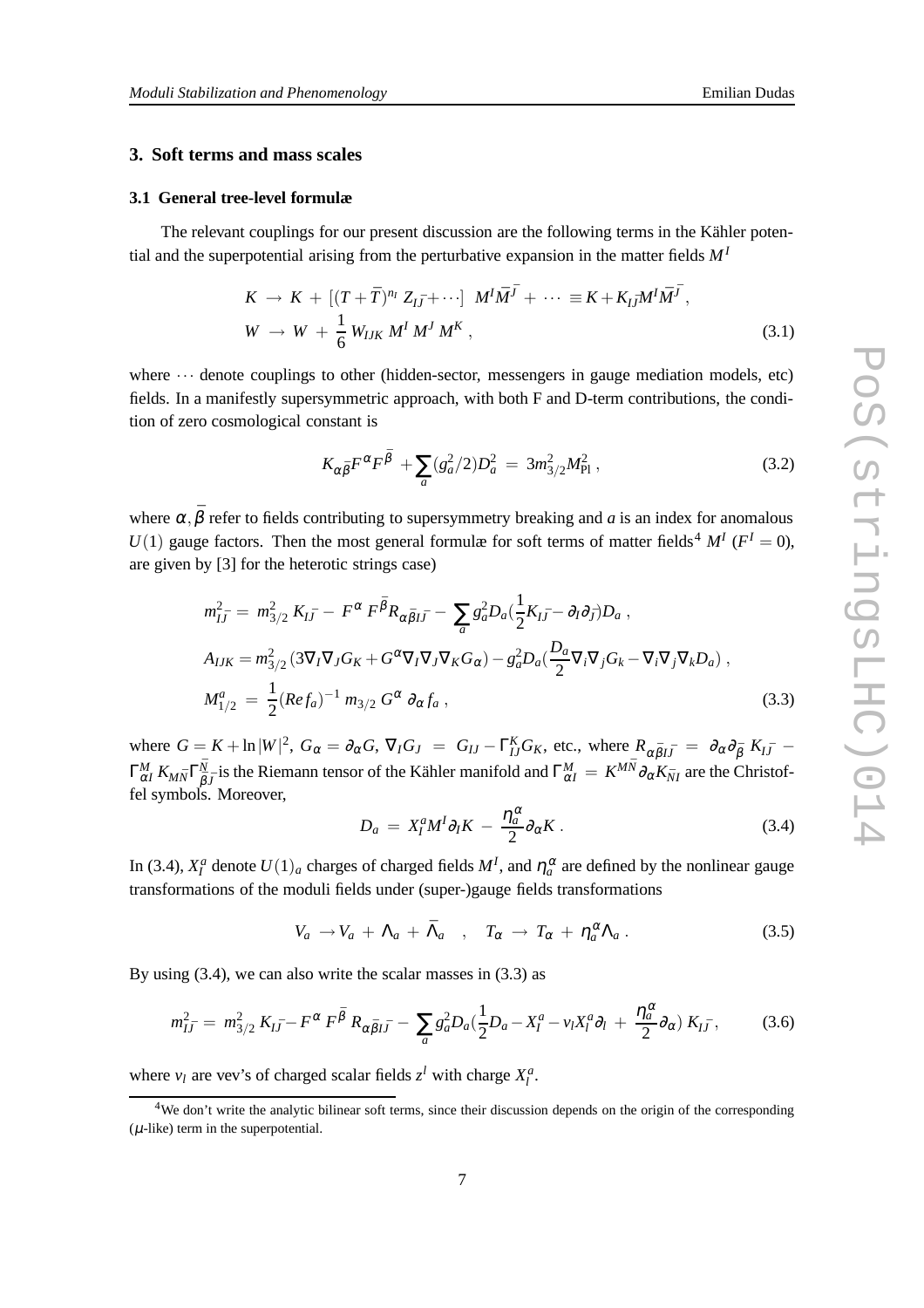## 3. Soft terms and mass scales

### 3.1 General tree-level formulæ

The relevant couplings for our present discussion are the following terms in the Kähler potential and the superpotential arising from the perturbative expansion in the matter fields $M^I$

$$
\begin{aligned}
K &\rightarrow K + [(T+\bar{T})^{n_I} Z_{I\bar{J}} + \cdots] \;\; M^I \bar{M}^{\bar{J}} + \cdots \equiv K + K_{I\bar{J}} M^I \bar{M}^{\bar{J}} , \\
W &\rightarrow W + \frac{1}{6} W_{IJK} \, M^I \, M^J \, M^K , 
\end{aligned} \tag{3.1}
$$

where $\cdots$ denote couplings to other (hidden-sector, messengers in gauge mediation models, etc) fields. In a manifestly supersymmetric approach, with both F and D-term contributions, the condition of zero cosmological constant is

$$
K_{\alpha\bar{\beta}} F^{\alpha} F^{\bar{\beta}} + \sum_a (g_a^2/2) D_a^2 \; = \; 3 m_{3/2}^2 M_{\rm Pl}^2 , \tag{3.2}
$$

where $\alpha, \bar{\beta}$ refer to fields contributing to supersymmetry breaking and $a$ is an index for anomalous $U(1)$ gauge factors. Then the most general formulæ for soft terms of matter fields[4] $M^I$ ($F^I = 0$), are given by [3] for the heterotic strings case)

$$
\begin{aligned}
m_{I\bar{J}}^2 &= m_{3/2}^2 \, K_{I\bar{J}} - \, F^{\alpha} \, F^{\bar{\beta}} R_{\alpha\bar{\beta}I\bar{J}} - \sum_a g_a^2 D_a \Big(\frac{1}{2} K_{I\bar{J}} - \partial_I \partial_{\bar{J}}\Big) D_a , \\
A_{IJK} &= m_{3/2}^2 \left(3 \nabla_I \nabla_J G_K + G^{\alpha} \nabla_I \nabla_J \nabla_K G_{\alpha}\right) - g_a^2 D_a \Big(\frac{D_a}{2} \nabla_i \nabla_j G_k - \nabla_i \nabla_j \nabla_k D_a\Big) , \\
M_{1/2}^a &= \frac{1}{2} (Re f_a)^{-1} \, m_{3/2} \, G^{\alpha} \, \partial_{\alpha} f_a , 
\end{aligned} \tag{3.3}
$$

where $G = K + \ln |W|^2$, $G_{\alpha} = \partial_{\alpha} G$, $\nabla_I G_J \; = \; G_{IJ} - \Gamma_{IJ}^K G_K$, etc., where $R_{\alpha\bar{\beta}I\bar{J}} \; = \; \partial_{\alpha} \partial_{\bar{\beta}} \, K_{I\bar{J}} \; - \; \Gamma_{\alpha I}^M \, K_{M\bar{N}} \Gamma_{\bar{\beta}\bar{J}}^{\bar{N}}$ is the Riemann tensor of the Kähler manifold and $\Gamma_{\alpha I}^M \; = \; K^{M\bar{N}} \partial_{\alpha} K_{\bar{N}I}$ are the Christoffel symbols. Moreover,

$$
D_a \; = \; X_I^a M^I \partial_I K \; - \; \frac{\eta_a^{\alpha}}{2} \partial_{\alpha} K \; . \tag{3.4}
$$

In (3.4), $X_I^a$ denote $U(1)_a$ charges of charged fields $M^I$, and $\eta_a^{\alpha}$ are defined by the nonlinear gauge transformations of the moduli fields under (super-)gauge fields transformations

$$
V_a \; \rightarrow V_a \; + \; \Lambda_a \; + \; \bar{\Lambda}_a \quad , \quad T_{\alpha} \; \rightarrow \; T_{\alpha} \; + \; \eta_a^{\alpha} \Lambda_a \; . \tag{3.5}
$$

By using (3.4), we can also write the scalar masses in (3.3) as

$$
m_{I\bar{J}}^2 \; = \; m_{3/2}^2 \, K_{I\bar{J}} - F^{\alpha} \, F^{\bar{\beta}} \, R_{\alpha\bar{\beta}I\bar{J}} - \sum_a g_a^2 D_a \Big(\frac{1}{2} D_a - X_I^a - v_l X_l^a \partial_l \; + \; \frac{\eta_a^{\alpha}}{2} \partial_{\alpha}\Big) \, K_{I\bar{J}} , \tag{3.6}
$$

where $v_l$ are vev's of charged scalar fields $z^l$ with charge $X_l^a$.

---

[4] We don't write the analytic bilinear soft terms, since their discussion depends on the origin of the corresponding ($\mu$-like) term in the superpotential.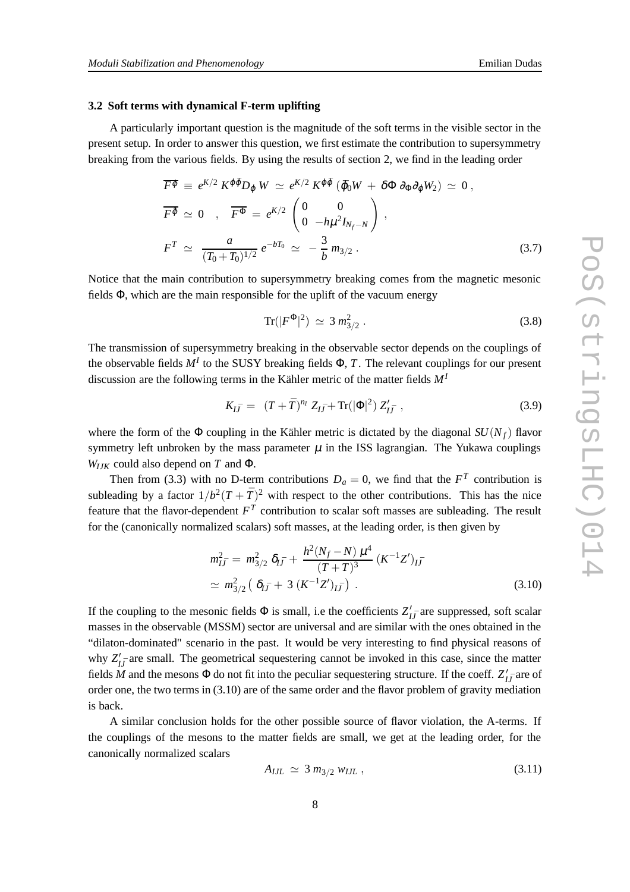### 3.2 Soft terms with dynamical F-term uplifting

A particularly important question is the magnitude of the soft terms in the visible sector in the present setup. In order to answer this question, we first estimate the contribution to supersymmetry breaking from the various fields. By using the results of section 2, we find in the leading order

$$
\begin{aligned}
& \overline{F^{\varphi}} \equiv e^{K/2} K^{\varphi\bar{\varphi}} D_{\varphi} W \simeq e^{K/2} K^{\varphi\bar{\varphi}} (\bar{\varphi}_0 W + \delta\Phi \, \partial_{\Phi}\partial_{\varphi} W_2) \simeq 0 , \\
& \overline{F^{\tilde{\varphi}}} \simeq 0 \quad , \quad \overline{F^{\Phi}} = e^{K/2} \begin{pmatrix} 0 & 0 \\ 0 & -h\mu^2 I_{N_f - N} \end{pmatrix} , \\
& F^T \simeq \frac{a}{(T_0 + T_0)^{1/2}} e^{-bT_0} \simeq -\frac{3}{b} m_{3/2} .
\end{aligned}
\tag{3.7}
$$

Notice that the main contribution to supersymmetry breaking comes from the magnetic mesonic fields $\Phi$, which are the main responsible for the uplift of the vacuum energy

$$
\mathrm{Tr}(|F^{\Phi}|^2) \simeq 3 \, m_{3/2}^2 . \tag{3.8}
$$

The transmission of supersymmetry breaking in the observable sector depends on the couplings of the observable fields $M^I$ to the SUSY breaking fields $\Phi$, $T$. The relevant couplings for our present discussion are the following terms in the Kähler metric of the matter fields $M^I$

$$
K_{I\bar{J}} = (T + \bar{T})^{n_I} Z_{I\bar{J}} + \mathrm{Tr}(|\Phi|^2) \, Z'_{I\bar{J}} , \tag{3.9}
$$

where the form of the $\Phi$ coupling in the Kähler metric is dictated by the diagonal $SU(N_f)$ flavor symmetry left unbroken by the mass parameter $\mu$ in the ISS lagrangian. The Yukawa couplings $W_{IJK}$ could also depend on $T$ and $\Phi$.

Then from (3.3) with no D-term contributions $D_a = 0$, we find that the $F^T$ contribution is subleading by a factor $1/b^2(T + \bar{T})^2$ with respect to the other contributions. This has the nice feature that the flavor-dependent $F^T$ contribution to scalar soft masses are subleading. The result for the (canonically normalized scalars) soft masses, at the leading order, is then given by

$$
\begin{aligned}
m_{I\bar{J}}^2 &= m_{3/2}^2 \, \delta_{I\bar{J}} + \frac{h^2 (N_f - N) \, \mu^4}{(T + T)^3} \, (K^{-1} Z')_{I\bar{J}} \\
&\simeq m_{3/2}^2 \left( \delta_{I\bar{J}} + 3 \, (K^{-1} Z')_{I\bar{J}} \right) .
\end{aligned}
\tag{3.10}
$$

If the coupling to the mesonic fields $\Phi$ is small, i.e the coefficients $Z'_{I\bar{J}}$ are suppressed, soft scalar masses in the observable (MSSM) sector are universal and are similar with the ones obtained in the "dilaton-dominated" scenario in the past. It would be very interesting to find physical reasons of why $Z'_{I\bar{J}}$ are small. The geometrical sequestering cannot be invoked in this case, since the matter fields $M$ and the mesons $\Phi$ do not fit into the peculiar sequestering structure. If the coeff. $Z'_{I\bar{J}}$ are of order one, the two terms in (3.10) are of the same order and the flavor problem of gravity mediation is back.

A similar conclusion holds for the other possible source of flavor violation, the A-terms. If the couplings of the mesons to the matter fields are small, we get at the leading order, for the canonically normalized scalars

$$
A_{IJL} \simeq 3 \, m_{3/2} \, w_{IJL} , \tag{3.11}
$$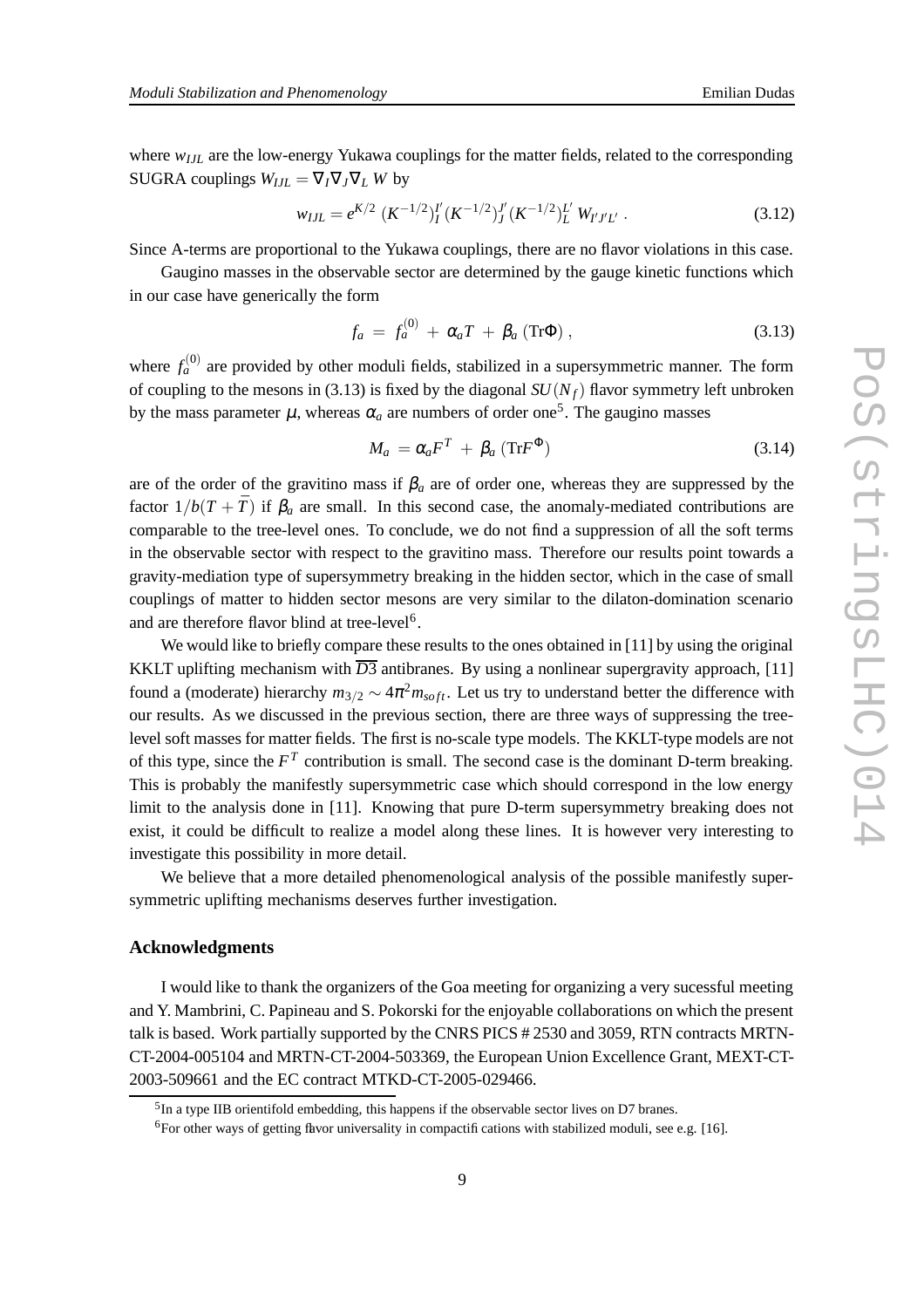where $w_{IJL}$ are the low-energy Yukawa couplings for the matter fields, related to the corresponding SUGRA couplings $W_{IJL} = \nabla_I \nabla_J \nabla_L W$ by

$$w_{IJL} = e^{K/2} \, (K^{-1/2})_I^{I'} (K^{-1/2})_J^{J'} (K^{-1/2})_L^{L'} \, W_{I'J'L'} \, . \tag{3.12}$$

Since A-terms are proportional to the Yukawa couplings, there are no flavor violations in this case.

Gaugino masses in the observable sector are determined by the gauge kinetic functions which in our case have generically the form

$$f_a \;=\; f_a^{(0)} \;+\; \alpha_a T \;+\; \beta_a \, (\mathrm{Tr}\Phi) \, , \tag{3.13}$$

where $f_a^{(0)}$ are provided by other moduli fields, stabilized in a supersymmetric manner. The form of coupling to the mesons in (3.13) is fixed by the diagonal $SU(N_f)$ flavor symmetry left unbroken by the mass parameter $\mu$, whereas $\alpha_a$ are numbers of order one[5]. The gaugino masses

$$M_a \;=\alpha_a F^T \;+\; \beta_a \, (\mathrm{Tr}F^{\Phi}) \tag{3.14}$$

are of the order of the gravitino mass if $\beta_a$ are of order one, whereas they are suppressed by the factor $1/b(T+\bar{T})$ if $\beta_a$ are small. In this second case, the anomaly-mediated contributions are comparable to the tree-level ones. To conclude, we do not find a suppression of all the soft terms in the observable sector with respect to the gravitino mass. Therefore our results point towards a gravity-mediation type of supersymmetry breaking in the hidden sector, which in the case of small couplings of matter to hidden sector mesons are very similar to the dilaton-domination scenario and are therefore flavor blind at tree-level[6].

We would like to briefly compare these results to the ones obtained in [11] by using the original KKLT uplifting mechanism with $\overline{D3}$ antibranes. By using a nonlinear supergravity approach, [11] found a (moderate) hierarchy $m_{3/2} \sim 4\pi^2 m_{soft}$. Let us try to understand better the difference with our results. As we discussed in the previous section, there are three ways of suppressing the tree-level soft masses for matter fields. The first is no-scale type models. The KKLT-type models are not of this type, since the $F^T$ contribution is small. The second case is the dominant D-term breaking. This is probably the manifestly supersymmetric case which should correspond in the low energy limit to the analysis done in [11]. Knowing that pure D-term supersymmetry breaking does not exist, it could be difficult to realize a model along these lines. It is however very interesting to investigate this possibility in more detail.

We believe that a more detailed phenomenological analysis of the possible manifestly supersymmetric uplifting mechanisms deserves further investigation.

### Acknowledgments

I would like to thank the organizers of the Goa meeting for organizing a very sucessful meeting and Y. Mambrini, C. Papineau and S. Pokorski for the enjoyable collaborations on which the present talk is based. Work partially supported by the CNRS PICS # 2530 and 3059, RTN contracts MRTN-CT-2004-005104 and MRTN-CT-2004-503369, the European Union Excellence Grant, MEXT-CT-2003-509661 and the EC contract MTKD-CT-2005-029466.

[5] In a type IIB orientifold embedding, this happens if the observable sector lives on D7 branes.

[6] For other ways of getting flavor universality in compactifications with stabilized moduli, see e.g. [16].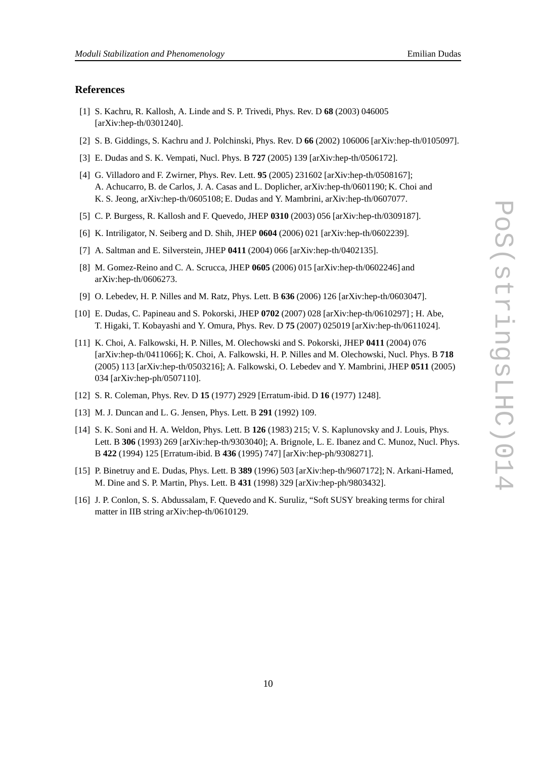## References

[1] S. Kachru, R. Kallosh, A. Linde and S. P. Trivedi, Phys. Rev. D **68** (2003) 046005 [arXiv:hep-th/0301240].

[2] S. B. Giddings, S. Kachru and J. Polchinski, Phys. Rev. D **66** (2002) 106006 [arXiv:hep-th/0105097].

[3] E. Dudas and S. K. Vempati, Nucl. Phys. B **727** (2005) 139 [arXiv:hep-th/0506172].

[4] G. Villadoro and F. Zwirner, Phys. Rev. Lett. **95** (2005) 231602 [arXiv:hep-th/0508167]; A. Achucarro, B. de Carlos, J. A. Casas and L. Doplicher, arXiv:hep-th/0601190; K. Choi and K. S. Jeong, arXiv:hep-th/0605108; E. Dudas and Y. Mambrini, arXiv:hep-th/0607077.

[5] C. P. Burgess, R. Kallosh and F. Quevedo, JHEP **0310** (2003) 056 [arXiv:hep-th/0309187].

[6] K. Intriligator, N. Seiberg and D. Shih, JHEP **0604** (2006) 021 [arXiv:hep-th/0602239].

[7] A. Saltman and E. Silverstein, JHEP **0411** (2004) 066 [arXiv:hep-th/0402135].

[8] M. Gomez-Reino and C. A. Scrucca, JHEP **0605** (2006) 015 [arXiv:hep-th/0602246] and arXiv:hep-th/0606273.

[9] O. Lebedev, H. P. Nilles and M. Ratz, Phys. Lett. B **636** (2006) 126 [arXiv:hep-th/0603047].

[10] E. Dudas, C. Papineau and S. Pokorski, JHEP **0702** (2007) 028 [arXiv:hep-th/0610297] ; H. Abe, T. Higaki, T. Kobayashi and Y. Omura, Phys. Rev. D **75** (2007) 025019 [arXiv:hep-th/0611024].

[11] K. Choi, A. Falkowski, H. P. Nilles, M. Olechowski and S. Pokorski, JHEP **0411** (2004) 076 [arXiv:hep-th/0411066]; K. Choi, A. Falkowski, H. P. Nilles and M. Olechowski, Nucl. Phys. B **718** (2005) 113 [arXiv:hep-th/0503216]; A. Falkowski, O. Lebedev and Y. Mambrini, JHEP **0511** (2005) 034 [arXiv:hep-ph/0507110].

[12] S. R. Coleman, Phys. Rev. D **15** (1977) 2929 [Erratum-ibid. D **16** (1977) 1248].

[13] M. J. Duncan and L. G. Jensen, Phys. Lett. B **291** (1992) 109.

[14] S. K. Soni and H. A. Weldon, Phys. Lett. B **126** (1983) 215; V. S. Kaplunovsky and J. Louis, Phys. Lett. B **306** (1993) 269 [arXiv:hep-th/9303040]; A. Brignole, L. E. Ibanez and C. Munoz, Nucl. Phys. B **422** (1994) 125 [Erratum-ibid. B **436** (1995) 747] [arXiv:hep-ph/9308271].

[15] P. Binetruy and E. Dudas, Phys. Lett. B **389** (1996) 503 [arXiv:hep-th/9607172]; N. Arkani-Hamed, M. Dine and S. P. Martin, Phys. Lett. B **431** (1998) 329 [arXiv:hep-ph/9803432].

[16] J. P. Conlon, S. S. Abdussalam, F. Quevedo and K. Suruliz, "Soft SUSY breaking terms for chiral matter in IIB string arXiv:hep-th/0610129.